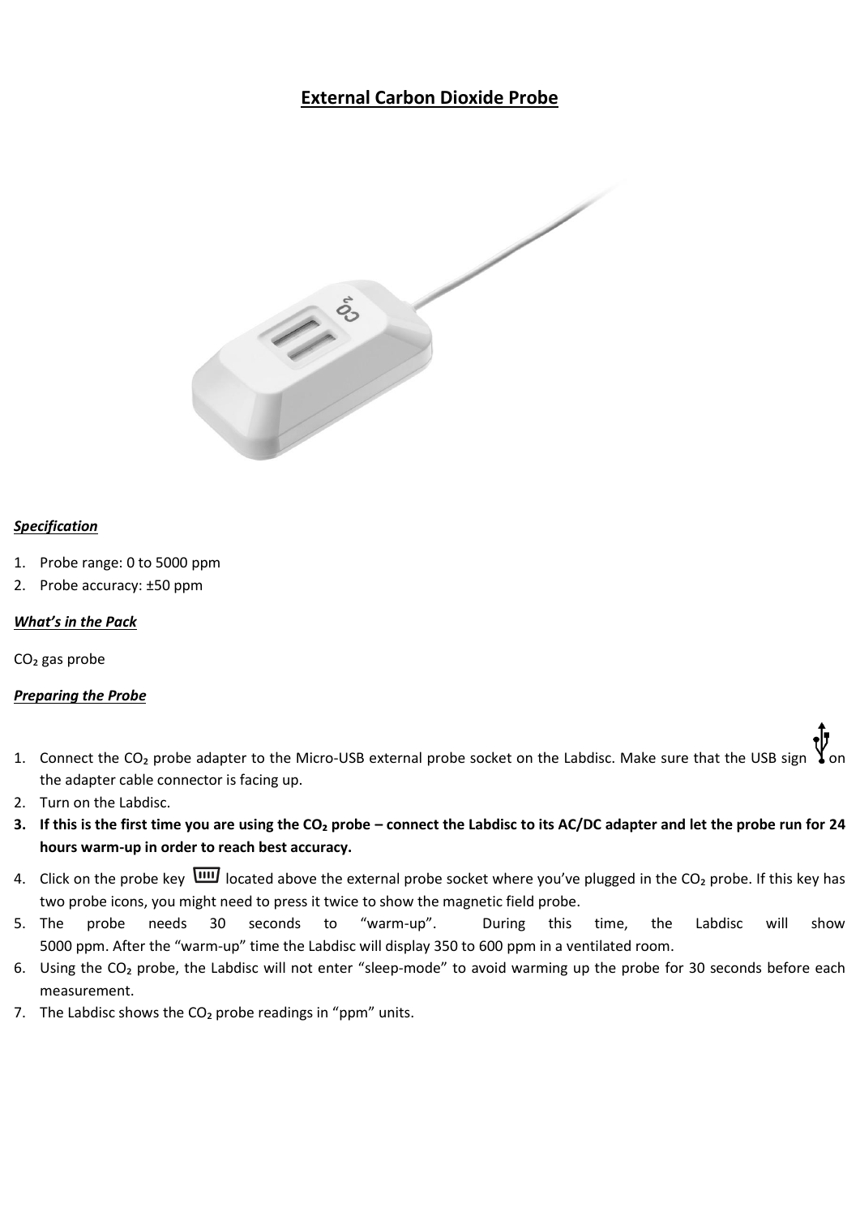# External Carbon Dioxide Probe

***Specification***

1. Probe range: 0 to 5000 ppm
2. Probe accuracy: ±50 ppm

***What's in the Pack***

$CO_2$ gas probe

***Preparing the Probe***

1. Connect the $CO_2$ probe adapter to the Micro-USB external probe socket on the Labdisc. Make sure that the USB sign on the adapter cable connector is facing up.
2. Turn on the Labdisc.
3. **If this is the first time you are using the $CO_2$ probe – connect the Labdisc to its AC/DC adapter and let the probe run for 24 hours warm-up in order to reach best accuracy.**
4. Click on the probe key located above the external probe socket where you've plugged in the $CO_2$ probe. If this key has two probe icons, you might need to press it twice to show the magnetic field probe.
5. The probe needs 30 seconds to "warm-up". During this time, the Labdisc will show 5000 ppm. After the "warm-up" time the Labdisc will display 350 to 600 ppm in a ventilated room.
6. Using the $CO_2$ probe, the Labdisc will not enter "sleep-mode" to avoid warming up the probe for 30 seconds before each measurement.
7. The Labdisc shows the $CO_2$ probe readings in "ppm" units.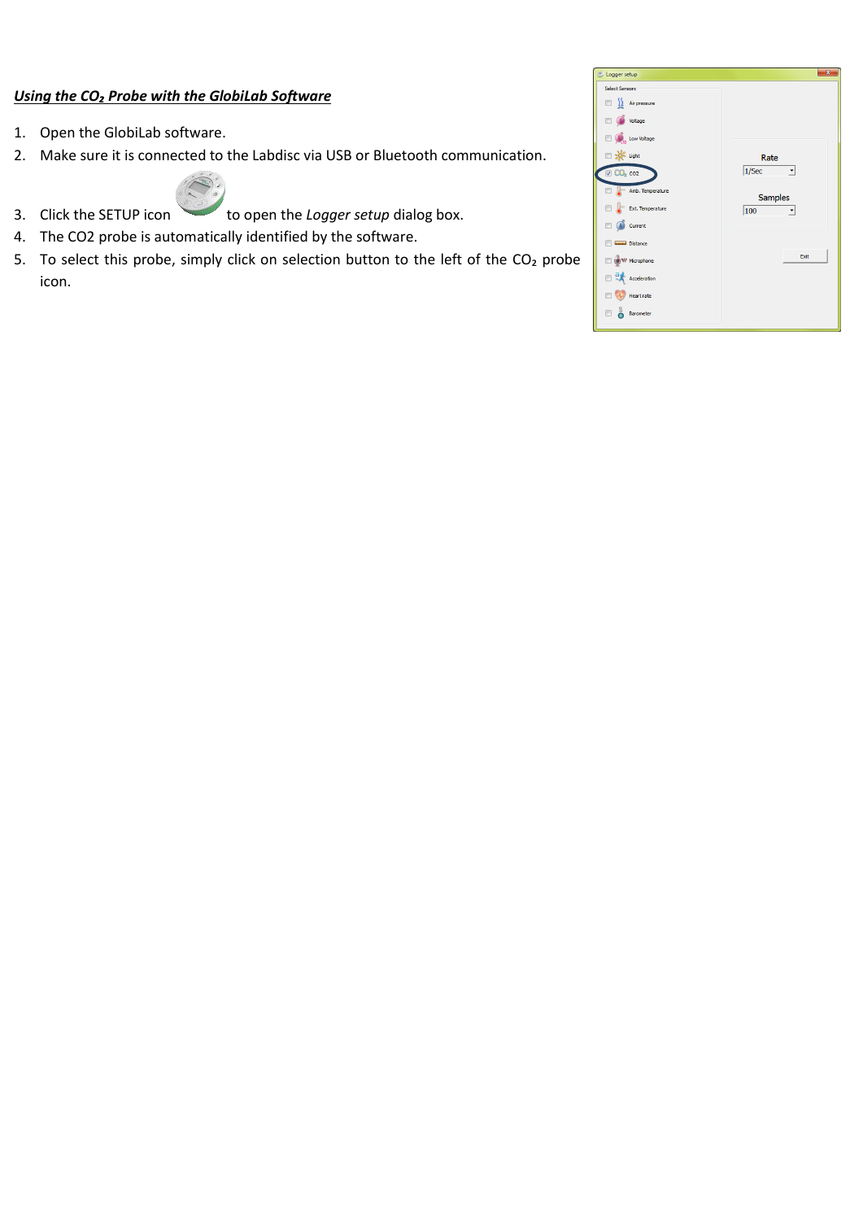***Using the $CO_2$ Probe with the GlobiLab Software***

1. Open the GlobiLab software.
2. Make sure it is connected to the Labdisc via USB or Bluetooth communication.
3. Click the SETUP icon to open the *Logger setup* dialog box.
4. The CO2 probe is automatically identified by the software.
5. To select this probe, simply click on selection button to the left of the $CO_2$ probe icon.